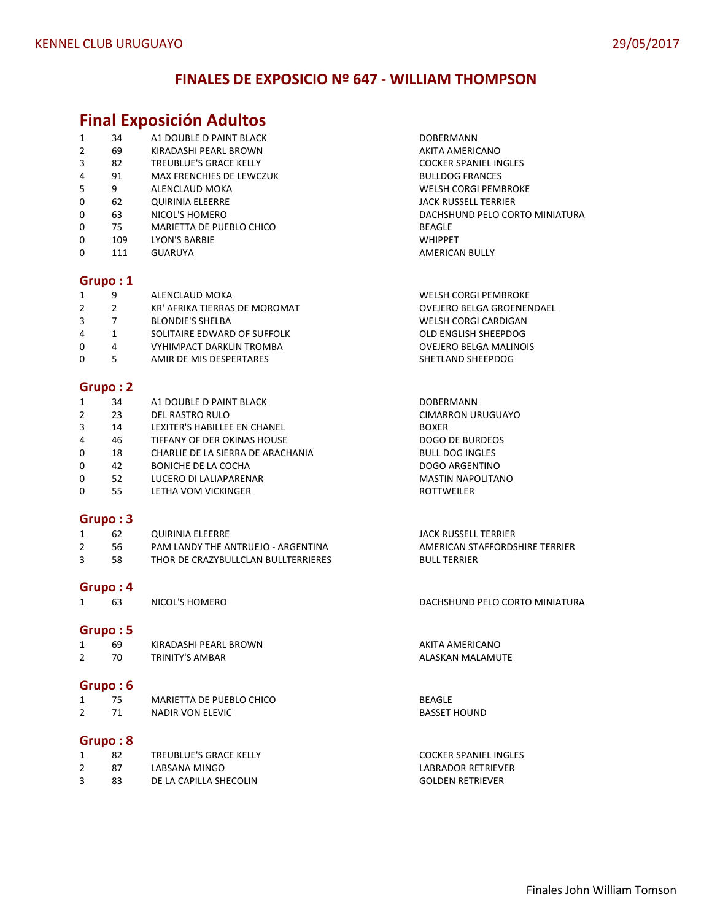KENNEL CLUB URUGUAYO 29/05/2017

# FINALES DE EXPOSICIO Nº 647 - WILLIAM THOMPSON

## Final Exposición Adultos

| | | | |
|---|---|---|---|
| 1 | 34 | A1 DOUBLE D PAINT BLACK | DOBERMANN |
| 2 | 69 | KIRADASHI PEARL BROWN | AKITA AMERICANO |
| 3 | 82 | TREUBLUE'S GRACE KELLY | COCKER SPANIEL INGLES |
| 4 | 91 | MAX FRENCHIES DE LEWCZUK | BULLDOG FRANCES |
| 5 | 9 | ALENCLAUD MOKA | WELSH CORGI PEMBROKE |
| 0 | 62 | QUIRINIA ELEERRE | JACK RUSSELL TERRIER |
| 0 | 63 | NICOL'S HOMERO | DACHSHUND PELO CORTO MINIATURA |
| 0 | 75 | MARIETTA DE PUEBLO CHICO | BEAGLE |
| 0 | 109 | LYON'S BARBIE | WHIPPET |
| 0 | 111 | GUARUYA | AMERICAN BULLY |

### Grupo : 1

| | | | |
|---|---|---|---|
| 1 | 9 | ALENCLAUD MOKA | WELSH CORGI PEMBROKE |
| 2 | 2 | KR' AFRIKA TIERRAS DE MOROMAT | OVEJERO BELGA GROENENDAEL |
| 3 | 7 | BLONDIE'S SHELBA | WELSH CORGI CARDIGAN |
| 4 | 1 | SOLITAIRE EDWARD OF SUFFOLK | OLD ENGLISH SHEEPDOG |
| 0 | 4 | VYHIMPACT DARKLIN TROMBA | OVEJERO BELGA MALINOIS |
| 0 | 5 | AMIR DE MIS DESPERTARES | SHETLAND SHEEPDOG |

### Grupo : 2

| | | | |
|---|---|---|---|
| 1 | 34 | A1 DOUBLE D PAINT BLACK | DOBERMANN |
| 2 | 23 | DEL RASTRO RULO | CIMARRON URUGUAYO |
| 3 | 14 | LEXITER'S HABILLEE EN CHANEL | BOXER |
| 4 | 46 | TIFFANY OF DER OKINAS HOUSE | DOGO DE BURDEOS |
| 0 | 18 | CHARLIE DE LA SIERRA DE ARACHANIA | BULL DOG INGLES |
| 0 | 42 | BONICHE DE LA COCHA | DOGO ARGENTINO |
| 0 | 52 | LUCERO DI LALIAPARENAR | MASTIN NAPOLITANO |
| 0 | 55 | LETHA VOM VICKINGER | ROTTWEILER |

### Grupo : 3

| | | | |
|---|---|---|---|
| 1 | 62 | QUIRINIA ELEERRE | JACK RUSSELL TERRIER |
| 2 | 56 | PAM LANDY THE ANTRUEJO - ARGENTINA | AMERICAN STAFFORDSHIRE TERRIER |
| 3 | 58 | THOR DE CRAZYBULLCLAN BULLTERRIERES | BULL TERRIER |

### Grupo : 4

| | | | |
|---|---|---|---|
| 1 | 63 | NICOL'S HOMERO | DACHSHUND PELO CORTO MINIATURA |

### Grupo : 5

| | | | |
|---|---|---|---|
| 1 | 69 | KIRADASHI PEARL BROWN | AKITA AMERICANO |
| 2 | 70 | TRINITY'S AMBAR | ALASKAN MALAMUTE |

### Grupo : 6

| | | | |
|---|---|---|---|
| 1 | 75 | MARIETTA DE PUEBLO CHICO | BEAGLE |
| 2 | 71 | NADIR VON ELEVIC | BASSET HOUND |

### Grupo : 8

| | | | |
|---|---|---|---|
| 1 | 82 | TREUBLUE'S GRACE KELLY | COCKER SPANIEL INGLES |
| 2 | 87 | LABSANA MINGO | LABRADOR RETRIEVER |
| 3 | 83 | DE LA CAPILLA SHECOLIN | GOLDEN RETRIEVER |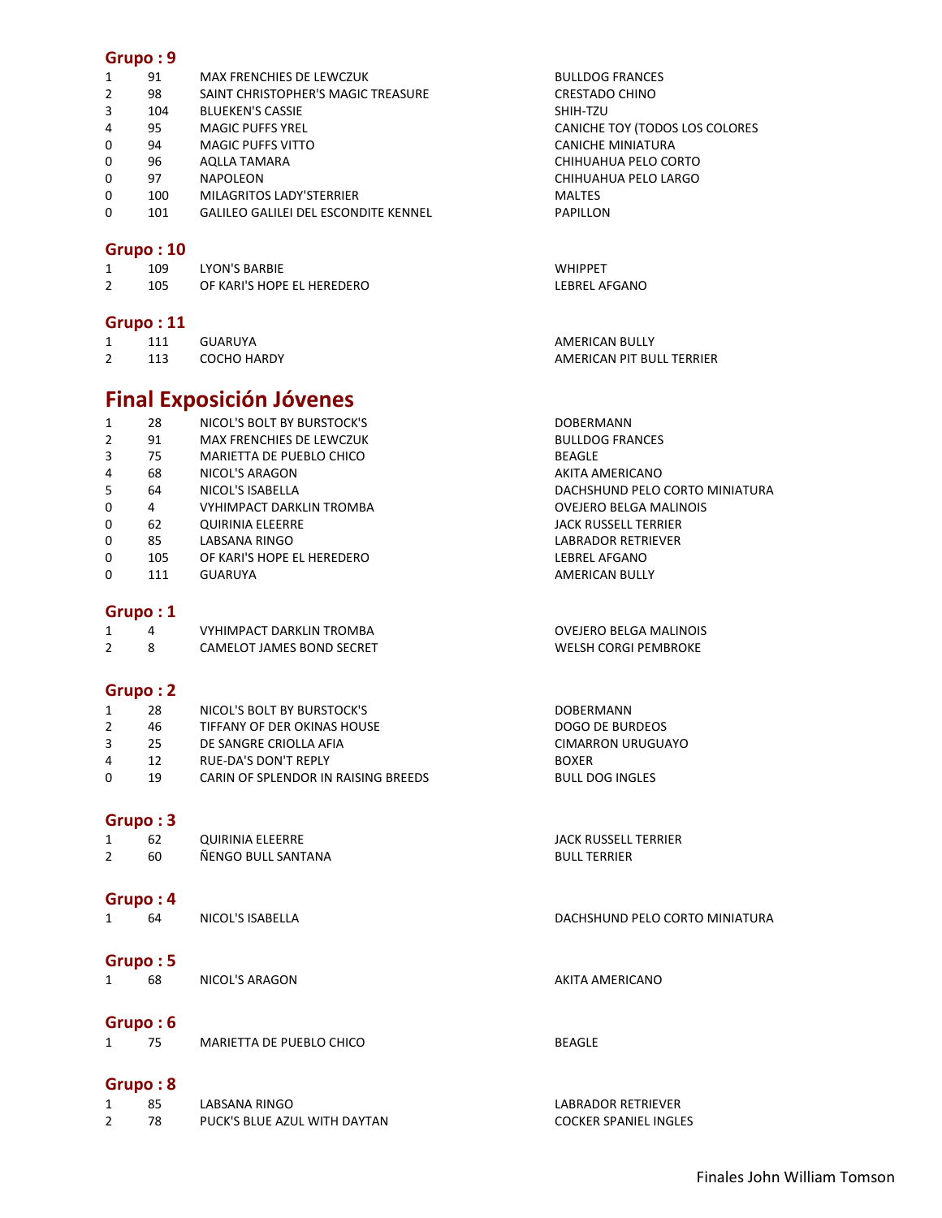## Grupo : 9

| | | | |
|---|---|---|---|
| 1 | 91 | MAX FRENCHIES DE LEWCZUK | BULLDOG FRANCES |
| 2 | 98 | SAINT CHRISTOPHER'S MAGIC TREASURE | CRESTADO CHINO |
| 3 | 104 | BLUEKEN'S CASSIE | SHIH-TZU |
| 4 | 95 | MAGIC PUFFS YREL | CANICHE TOY (TODOS LOS COLORES |
| 0 | 94 | MAGIC PUFFS VITTO | CANICHE MINIATURA |
| 0 | 96 | AQLLA TAMARA | CHIHUAHUA PELO CORTO |
| 0 | 97 | NAPOLEON | CHIHUAHUA PELO LARGO |
| 0 | 100 | MILAGRITOS LADY'STERRIER | MALTES |
| 0 | 101 | GALILEO GALILEI DEL ESCONDITE KENNEL | PAPILLON |

## Grupo : 10

| | | | |
|---|---|---|---|
| 1 | 109 | LYON'S BARBIE | WHIPPET |
| 2 | 105 | OF KARI'S HOPE EL HEREDERO | LEBREL AFGANO |

## Grupo : 11

| | | | |
|---|---|---|---|
| 1 | 111 | GUARUYA | AMERICAN BULLY |
| 2 | 113 | COCHO HARDY | AMERICAN PIT BULL TERRIER |

# Final Exposición Jóvenes

| | | | |
|---|---|---|---|
| 1 | 28 | NICOL'S BOLT BY BURSTOCK'S | DOBERMANN |
| 2 | 91 | MAX FRENCHIES DE LEWCZUK | BULLDOG FRANCES |
| 3 | 75 | MARIETTA DE PUEBLO CHICO | BEAGLE |
| 4 | 68 | NICOL'S ARAGON | AKITA AMERICANO |
| 5 | 64 | NICOL'S ISABELLA | DACHSHUND PELO CORTO MINIATURA |
| 0 | 4 | VYHIMPACT DARKLIN TROMBA | OVEJERO BELGA MALINOIS |
| 0 | 62 | QUIRINIA ELEERRE | JACK RUSSELL TERRIER |
| 0 | 85 | LABSANA RINGO | LABRADOR RETRIEVER |
| 0 | 105 | OF KARI'S HOPE EL HEREDERO | LEBREL AFGANO |
| 0 | 111 | GUARUYA | AMERICAN BULLY |

## Grupo : 1

| | | | |
|---|---|---|---|
| 1 | 4 | VYHIMPACT DARKLIN TROMBA | OVEJERO BELGA MALINOIS |
| 2 | 8 | CAMELOT JAMES BOND SECRET | WELSH CORGI PEMBROKE |

## Grupo : 2

| | | | |
|---|---|---|---|
| 1 | 28 | NICOL'S BOLT BY BURSTOCK'S | DOBERMANN |
| 2 | 46 | TIFFANY OF DER OKINAS HOUSE | DOGO DE BURDEOS |
| 3 | 25 | DE SANGRE CRIOLLA AFIA | CIMARRON URUGUAYO |
| 4 | 12 | RUE-DA'S DON'T REPLY | BOXER |
| 0 | 19 | CARIN OF SPLENDOR IN RAISING BREEDS | BULL DOG INGLES |

## Grupo : 3

| | | | |
|---|---|---|---|
| 1 | 62 | QUIRINIA ELEERRE | JACK RUSSELL TERRIER |
| 2 | 60 | ÑENGO BULL SANTANA | BULL TERRIER |

## Grupo : 4

| | | | |
|---|---|---|---|
| 1 | 64 | NICOL'S ISABELLA | DACHSHUND PELO CORTO MINIATURA |

## Grupo : 5

| | | | |
|---|---|---|---|
| 1 | 68 | NICOL'S ARAGON | AKITA AMERICANO |

## Grupo : 6

| | | | |
|---|---|---|---|
| 1 | 75 | MARIETTA DE PUEBLO CHICO | BEAGLE |

## Grupo : 8

| | | | |
|---|---|---|---|
| 1 | 85 | LABSANA RINGO | LABRADOR RETRIEVER |
| 2 | 78 | PUCK'S BLUE AZUL WITH DAYTAN | COCKER SPANIEL INGLES |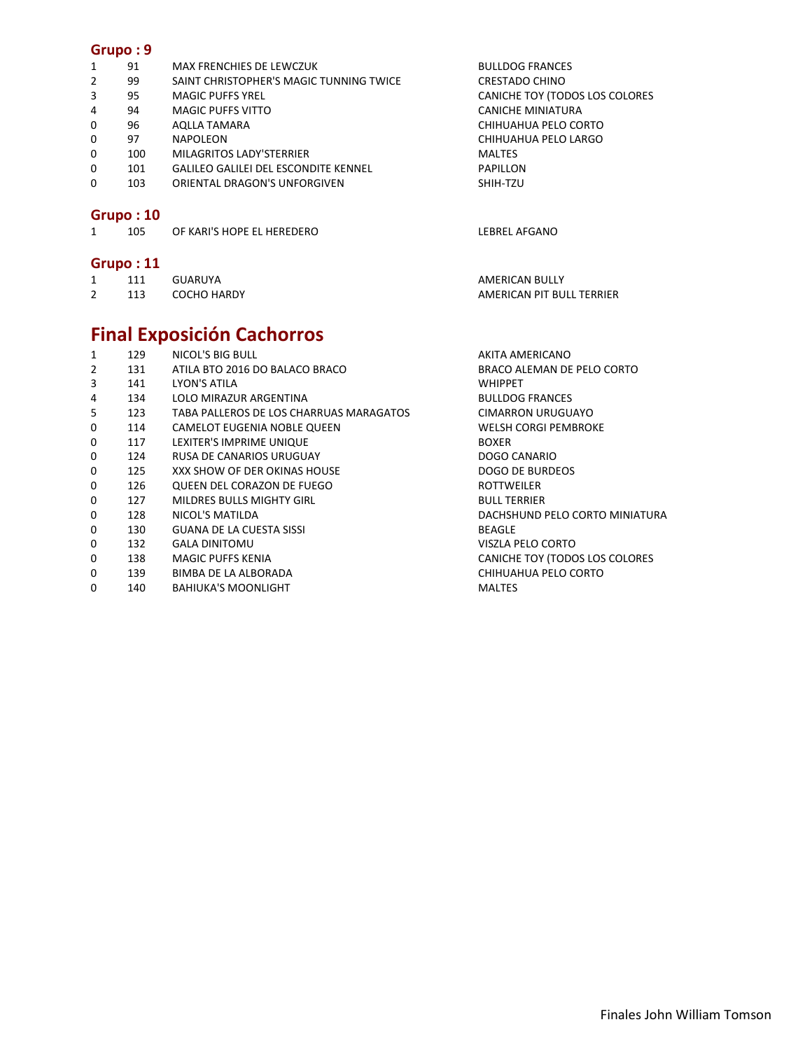## Grupo : 9

| | | | |
|---|---|---|---|
| 1 | 91 | MAX FRENCHIES DE LEWCZUK | BULLDOG FRANCES |
| 2 | 99 | SAINT CHRISTOPHER'S MAGIC TUNNING TWICE | CRESTADO CHINO |
| 3 | 95 | MAGIC PUFFS YREL | CANICHE TOY (TODOS LOS COLORES |
| 4 | 94 | MAGIC PUFFS VITTO | CANICHE MINIATURA |
| 0 | 96 | AQLLA TAMARA | CHIHUAHUA PELO CORTO |
| 0 | 97 | NAPOLEON | CHIHUAHUA PELO LARGO |
| 0 | 100 | MILAGRITOS LADY'STERRIER | MALTES |
| 0 | 101 | GALILEO GALILEI DEL ESCONDITE KENNEL | PAPILLON |
| 0 | 103 | ORIENTAL DRAGON'S UNFORGIVEN | SHIH-TZU |

## Grupo : 10

| | | | |
|---|---|---|---|
| 1 | 105 | OF KARI'S HOPE EL HEREDERO | LEBREL AFGANO |

## Grupo : 11

| | | | |
|---|---|---|---|
| 1 | 111 | GUARUYA | AMERICAN BULLY |
| 2 | 113 | COCHO HARDY | AMERICAN PIT BULL TERRIER |

# Final Exposición Cachorros

| | | | |
|---|---|---|---|
| 1 | 129 | NICOL'S BIG BULL | AKITA AMERICANO |
| 2 | 131 | ATILA BTO 2016 DO BALACO BRACO | BRACO ALEMAN DE PELO CORTO |
| 3 | 141 | LYON'S ATILA | WHIPPET |
| 4 | 134 | LOLO MIRAZUR ARGENTINA | BULLDOG FRANCES |
| 5 | 123 | TABA PALLEROS DE LOS CHARRUAS MARAGATOS | CIMARRON URUGUAYO |
| 0 | 114 | CAMELOT EUGENIA NOBLE QUEEN | WELSH CORGI PEMBROKE |
| 0 | 117 | LEXITER'S IMPRIME UNIQUE | BOXER |
| 0 | 124 | RUSA DE CANARIOS URUGUAY | DOGO CANARIO |
| 0 | 125 | XXX SHOW OF DER OKINAS HOUSE | DOGO DE BURDEOS |
| 0 | 126 | QUEEN DEL CORAZON DE FUEGO | ROTTWEILER |
| 0 | 127 | MILDRES BULLS MIGHTY GIRL | BULL TERRIER |
| 0 | 128 | NICOL'S MATILDA | DACHSHUND PELO CORTO MINIATURA |
| 0 | 130 | GUANA DE LA CUESTA SISSI | BEAGLE |
| 0 | 132 | GALA DINITOMU | VISZLA PELO CORTO |
| 0 | 138 | MAGIC PUFFS KENIA | CANICHE TOY (TODOS LOS COLORES |
| 0 | 139 | BIMBA DE LA ALBORADA | CHIHUAHUA PELO CORTO |
| 0 | 140 | BAHIUKA'S MOONLIGHT | MALTES |

Finales John William Tomson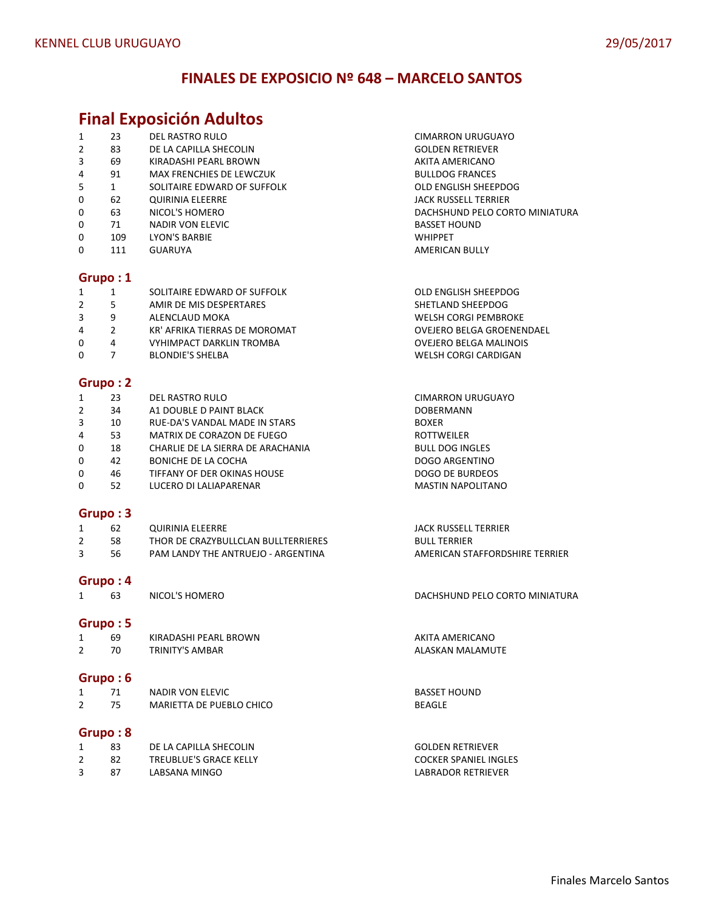KENNEL CLUB URUGUAYO 29/05/2017

## FINALES DE EXPOSICIO Nº 648 – MARCELO SANTOS

# Final Exposición Adultos

| | | | |
|---|---|---|---|
| 1 | 23 | DEL RASTRO RULO | CIMARRON URUGUAYO |
| 2 | 83 | DE LA CAPILLA SHECOLIN | GOLDEN RETRIEVER |
| 3 | 69 | KIRADASHI PEARL BROWN | AKITA AMERICANO |
| 4 | 91 | MAX FRENCHIES DE LEWCZUK | BULLDOG FRANCES |
| 5 | 1 | SOLITAIRE EDWARD OF SUFFOLK | OLD ENGLISH SHEEPDOG |
| 0 | 62 | QUIRINIA ELEERRE | JACK RUSSELL TERRIER |
| 0 | 63 | NICOL'S HOMERO | DACHSHUND PELO CORTO MINIATURA |
| 0 | 71 | NADIR VON ELEVIC | BASSET HOUND |
| 0 | 109 | LYON'S BARBIE | WHIPPET |
| 0 | 111 | GUARUYA | AMERICAN BULLY |

## Grupo : 1

| | | | |
|---|---|---|---|
| 1 | 1 | SOLITAIRE EDWARD OF SUFFOLK | OLD ENGLISH SHEEPDOG |
| 2 | 5 | AMIR DE MIS DESPERTARES | SHETLAND SHEEPDOG |
| 3 | 9 | ALENCLAUD MOKA | WELSH CORGI PEMBROKE |
| 4 | 2 | KR' AFRIKA TIERRAS DE MOROMAT | OVEJERO BELGA GROENENDAEL |
| 0 | 4 | VYHIMPACT DARKLIN TROMBA | OVEJERO BELGA MALINOIS |
| 0 | 7 | BLONDIE'S SHELBA | WELSH CORGI CARDIGAN |

## Grupo : 2

| | | | |
|---|---|---|---|
| 1 | 23 | DEL RASTRO RULO | CIMARRON URUGUAYO |
| 2 | 34 | A1 DOUBLE D PAINT BLACK | DOBERMANN |
| 3 | 10 | RUE-DA'S VANDAL MADE IN STARS | BOXER |
| 4 | 53 | MATRIX DE CORAZON DE FUEGO | ROTTWEILER |
| 0 | 18 | CHARLIE DE LA SIERRA DE ARACHANIA | BULL DOG INGLES |
| 0 | 42 | BONICHE DE LA COCHA | DOGO ARGENTINO |
| 0 | 46 | TIFFANY OF DER OKINAS HOUSE | DOGO DE BURDEOS |
| 0 | 52 | LUCERO DI LALIAPARENAR | MASTIN NAPOLITANO |

## Grupo : 3

| | | | |
|---|---|---|---|
| 1 | 62 | QUIRINIA ELEERRE | JACK RUSSELL TERRIER |
| 2 | 58 | THOR DE CRAZYBULLCLAN BULLTERRIERES | BULL TERRIER |
| 3 | 56 | PAM LANDY THE ANTRUEJO - ARGENTINA | AMERICAN STAFFORDSHIRE TERRIER |

## Grupo : 4

| | | | |
|---|---|---|---|
| 1 | 63 | NICOL'S HOMERO | DACHSHUND PELO CORTO MINIATURA |

## Grupo : 5

| | | | |
|---|---|---|---|
| 1 | 69 | KIRADASHI PEARL BROWN | AKITA AMERICANO |
| 2 | 70 | TRINITY'S AMBAR | ALASKAN MALAMUTE |

## Grupo : 6

| | | | |
|---|---|---|---|
| 1 | 71 | NADIR VON ELEVIC | BASSET HOUND |
| 2 | 75 | MARIETTA DE PUEBLO CHICO | BEAGLE |

## Grupo : 8

| | | | |
|---|---|---|---|
| 1 | 83 | DE LA CAPILLA SHECOLIN | GOLDEN RETRIEVER |
| 2 | 82 | TREUBLUE'S GRACE KELLY | COCKER SPANIEL INGLES |
| 3 | 87 | LABSANA MINGO | LABRADOR RETRIEVER |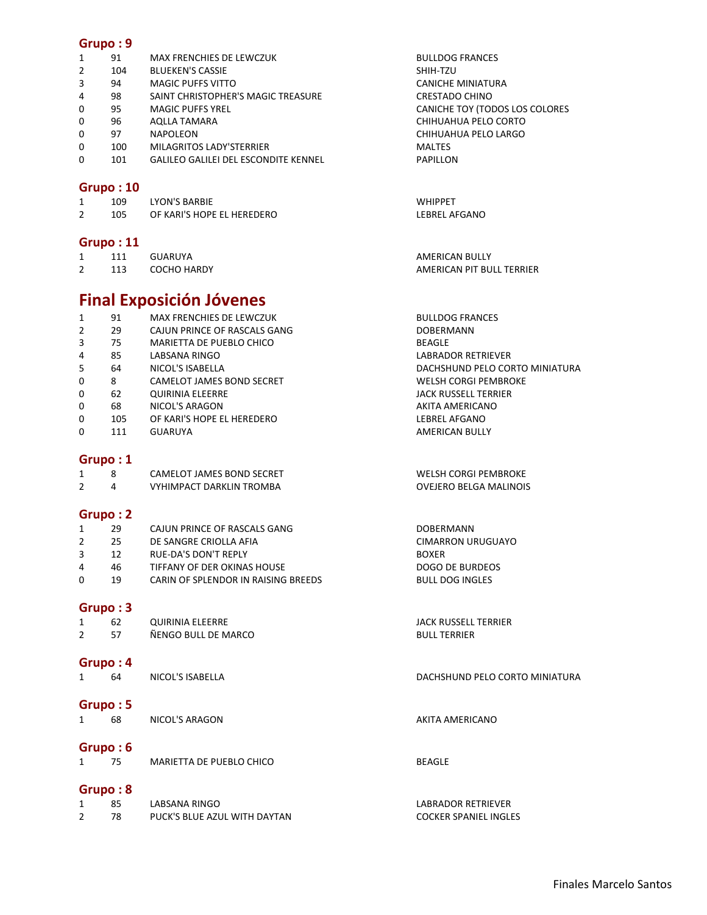## Grupo : 9

| | | | |
|---|---|---|---|
| 1 | 91 | MAX FRENCHIES DE LEWCZUK | BULLDOG FRANCES |
| 2 | 104 | BLUEKEN'S CASSIE | SHIH-TZU |
| 3 | 94 | MAGIC PUFFS VITTO | CANICHE MINIATURA |
| 4 | 98 | SAINT CHRISTOPHER'S MAGIC TREASURE | CRESTADO CHINO |
| 0 | 95 | MAGIC PUFFS YREL | CANICHE TOY (TODOS LOS COLORES |
| 0 | 96 | AQLLA TAMARA | CHIHUAHUA PELO CORTO |
| 0 | 97 | NAPOLEON | CHIHUAHUA PELO LARGO |
| 0 | 100 | MILAGRITOS LADY'STERRIER | MALTES |
| 0 | 101 | GALILEO GALILEI DEL ESCONDITE KENNEL | PAPILLON |

## Grupo : 10

| | | | |
|---|---|---|---|
| 1 | 109 | LYON'S BARBIE | WHIPPET |
| 2 | 105 | OF KARI'S HOPE EL HEREDERO | LEBREL AFGANO |

## Grupo : 11

| | | | |
|---|---|---|---|
| 1 | 111 | GUARUYA | AMERICAN BULLY |
| 2 | 113 | COCHO HARDY | AMERICAN PIT BULL TERRIER |

# Final Exposición Jóvenes

| | | | |
|---|---|---|---|
| 1 | 91 | MAX FRENCHIES DE LEWCZUK | BULLDOG FRANCES |
| 2 | 29 | CAJUN PRINCE OF RASCALS GANG | DOBERMANN |
| 3 | 75 | MARIETTA DE PUEBLO CHICO | BEAGLE |
| 4 | 85 | LABSANA RINGO | LABRADOR RETRIEVER |
| 5 | 64 | NICOL'S ISABELLA | DACHSHUND PELO CORTO MINIATURA |
| 0 | 8 | CAMELOT JAMES BOND SECRET | WELSH CORGI PEMBROKE |
| 0 | 62 | QUIRINIA ELEERRE | JACK RUSSELL TERRIER |
| 0 | 68 | NICOL'S ARAGON | AKITA AMERICANO |
| 0 | 105 | OF KARI'S HOPE EL HEREDERO | LEBREL AFGANO |
| 0 | 111 | GUARUYA | AMERICAN BULLY |

## Grupo : 1

| | | | |
|---|---|---|---|
| 1 | 8 | CAMELOT JAMES BOND SECRET | WELSH CORGI PEMBROKE |
| 2 | 4 | VYHIMPACT DARKLIN TROMBA | OVEJERO BELGA MALINOIS |

## Grupo : 2

| | | | |
|---|---|---|---|
| 1 | 29 | CAJUN PRINCE OF RASCALS GANG | DOBERMANN |
| 2 | 25 | DE SANGRE CRIOLLA AFIA | CIMARRON URUGUAYO |
| 3 | 12 | RUE-DA'S DON'T REPLY | BOXER |
| 4 | 46 | TIFFANY OF DER OKINAS HOUSE | DOGO DE BURDEOS |
| 0 | 19 | CARIN OF SPLENDOR IN RAISING BREEDS | BULL DOG INGLES |

## Grupo : 3

| | | | |
|---|---|---|---|
| 1 | 62 | QUIRINIA ELEERRE | JACK RUSSELL TERRIER |
| 2 | 57 | ÑENGO BULL DE MARCO | BULL TERRIER |

## Grupo : 4

| | | | |
|---|---|---|---|
| 1 | 64 | NICOL'S ISABELLA | DACHSHUND PELO CORTO MINIATURA |

## Grupo : 5

| | | | |
|---|---|---|---|
| 1 | 68 | NICOL'S ARAGON | AKITA AMERICANO |

## Grupo : 6

| | | | |
|---|---|---|---|
| 1 | 75 | MARIETTA DE PUEBLO CHICO | BEAGLE |

## Grupo : 8

| | | | |
|---|---|---|---|
| 1 | 85 | LABSANA RINGO | LABRADOR RETRIEVER |
| 2 | 78 | PUCK'S BLUE AZUL WITH DAYTAN | COCKER SPANIEL INGLES |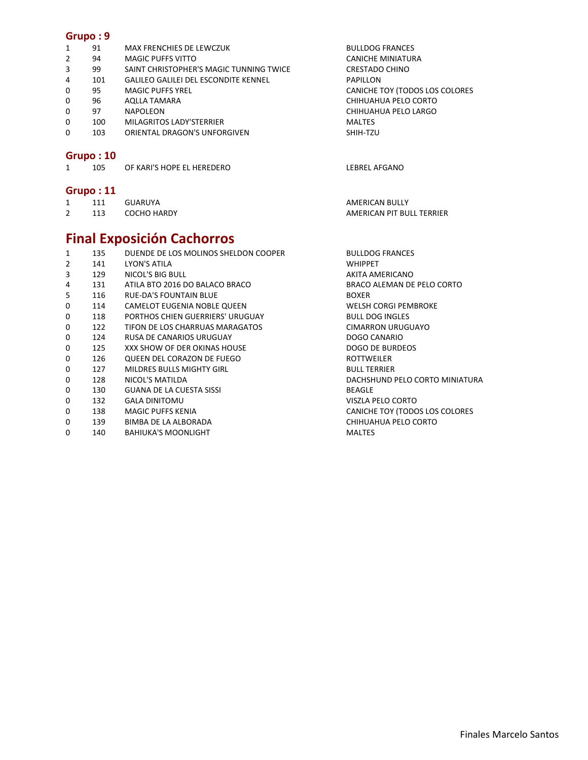## Grupo : 9

| | | | |
|---|---|---|---|
| 1 | 91 | MAX FRENCHIES DE LEWCZUK | BULLDOG FRANCES |
| 2 | 94 | MAGIC PUFFS VITTO | CANICHE MINIATURA |
| 3 | 99 | SAINT CHRISTOPHER'S MAGIC TUNNING TWICE | CRESTADO CHINO |
| 4 | 101 | GALILEO GALILEI DEL ESCONDITE KENNEL | PAPILLON |
| 0 | 95 | MAGIC PUFFS YREL | CANICHE TOY (TODOS LOS COLORES |
| 0 | 96 | AQLLA TAMARA | CHIHUAHUA PELO CORTO |
| 0 | 97 | NAPOLEON | CHIHUAHUA PELO LARGO |
| 0 | 100 | MILAGRITOS LADY'STERRIER | MALTES |
| 0 | 103 | ORIENTAL DRAGON'S UNFORGIVEN | SHIH-TZU |

## Grupo : 10

| | | | |
|---|---|---|---|
| 1 | 105 | OF KARI'S HOPE EL HEREDERO | LEBREL AFGANO |

## Grupo : 11

| | | | |
|---|---|---|---|
| 1 | 111 | GUARUYA | AMERICAN BULLY |
| 2 | 113 | COCHO HARDY | AMERICAN PIT BULL TERRIER |

# Final Exposición Cachorros

| | | | |
|---|---|---|---|
| 1 | 135 | DUENDE DE LOS MOLINOS SHELDON COOPER | BULLDOG FRANCES |
| 2 | 141 | LYON'S ATILA | WHIPPET |
| 3 | 129 | NICOL'S BIG BULL | AKITA AMERICANO |
| 4 | 131 | ATILA BTO 2016 DO BALACO BRACO | BRACO ALEMAN DE PELO CORTO |
| 5 | 116 | RUE-DA'S FOUNTAIN BLUE | BOXER |
| 0 | 114 | CAMELOT EUGENIA NOBLE QUEEN | WELSH CORGI PEMBROKE |
| 0 | 118 | PORTHOS CHIEN GUERRIERS' URUGUAY | BULL DOG INGLES |
| 0 | 122 | TIFON DE LOS CHARRUAS MARAGATOS | CIMARRON URUGUAYO |
| 0 | 124 | RUSA DE CANARIOS URUGUAY | DOGO CANARIO |
| 0 | 125 | XXX SHOW OF DER OKINAS HOUSE | DOGO DE BURDEOS |
| 0 | 126 | QUEEN DEL CORAZON DE FUEGO | ROTTWEILER |
| 0 | 127 | MILDRES BULLS MIGHTY GIRL | BULL TERRIER |
| 0 | 128 | NICOL'S MATILDA | DACHSHUND PELO CORTO MINIATURA |
| 0 | 130 | GUANA DE LA CUESTA SISSI | BEAGLE |
| 0 | 132 | GALA DINITOMU | VISZLA PELO CORTO |
| 0 | 138 | MAGIC PUFFS KENIA | CANICHE TOY (TODOS LOS COLORES |
| 0 | 139 | BIMBA DE LA ALBORADA | CHIHUAHUA PELO CORTO |
| 0 | 140 | BAHIUKA'S MOONLIGHT | MALTES |